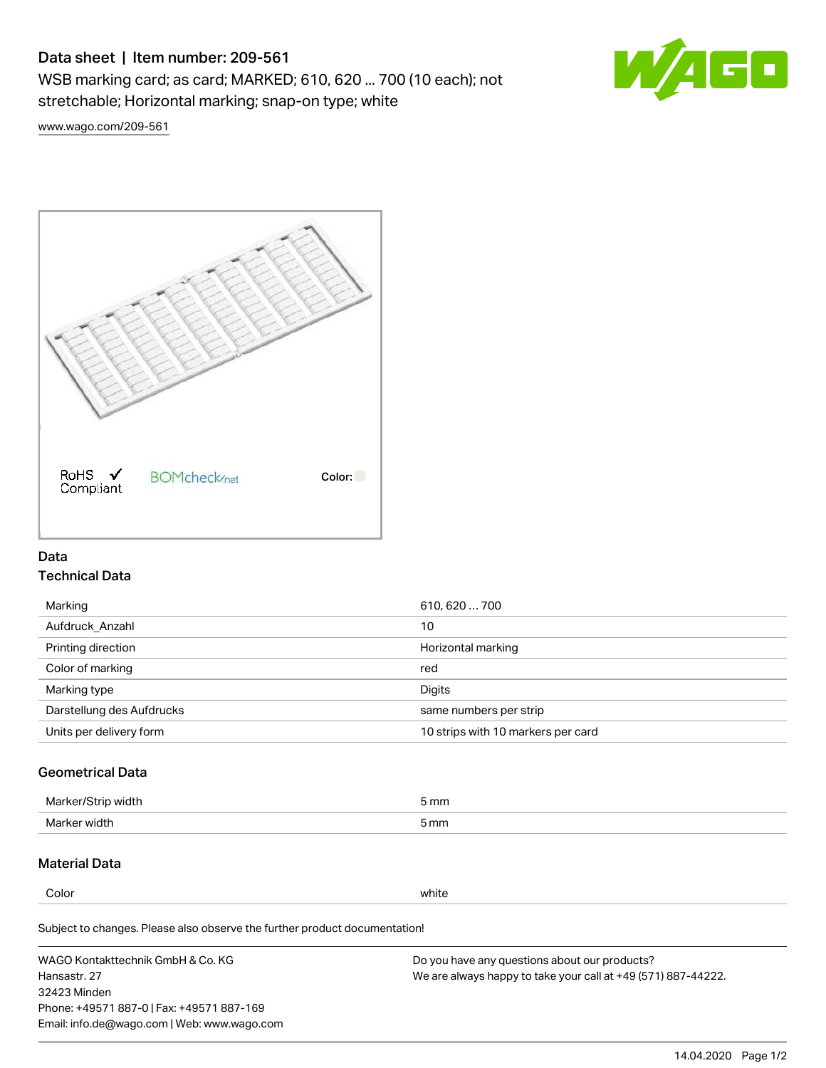# Data sheet | Item number: 209-561

WSB marking card; as card; MARKED; 610, 620 ... 700 (10 each); not stretchable; Horizontal marking; snap-on type; white

www.wago.com/209-561

RoHS ✓ Compliant

BOMcheck.net

Color:

## Data

### Technical Data

| | |
|---|---|
| Marking | 610, 620 ... 700 |
| Aufdruck_Anzahl | 10 |
| Printing direction | Horizontal marking |
| Color of marking | red |
| Marking type | Digits |
| Darstellung des Aufdrucks | same numbers per strip |
| Units per delivery form | 10 strips with 10 markers per card |

### Geometrical Data

| | |
|---|---|
| Marker/Strip width | 5 mm |
| Marker width | 5 mm |

### Material Data

| | |
|---|---|
| Color | white |

Subject to changes. Please also observe the further product documentation!

WAGO Kontakttechnik GmbH & Co. KG
Hansastr. 27
32423 Minden
Phone: +49571 887-0 | Fax: +49571 887-169
Email: info.de@wago.com | Web: www.wago.com

Do you have any questions about our products?
We are always happy to take your call at +49 (571) 887-44222.

14.04.2020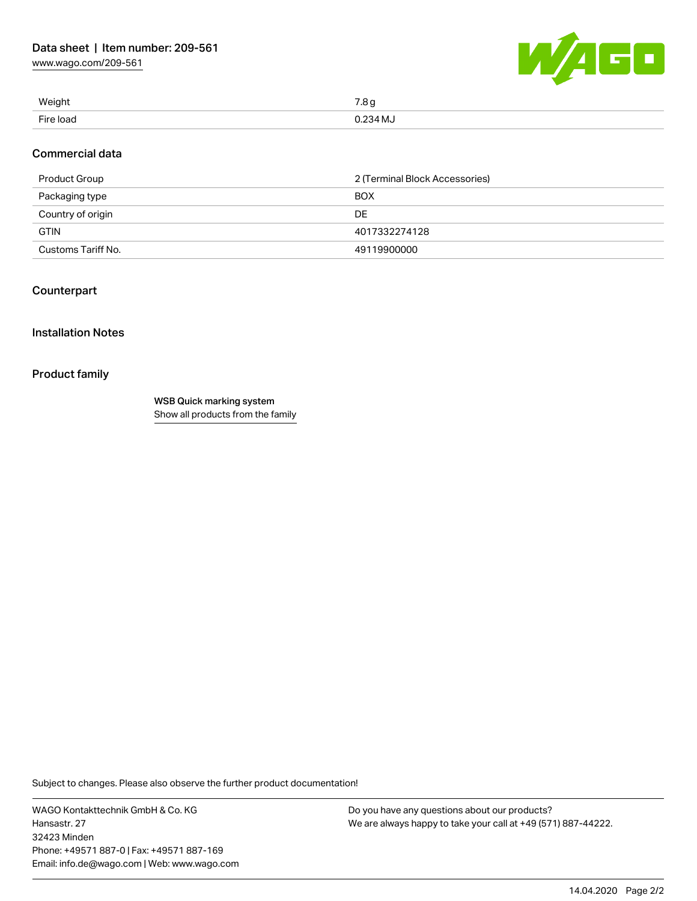| | |
|---|---|
| Weight | 7.8 g |
| Fire load | 0.234 MJ |

## Commercial data

| | |
|---|---|
| Product Group | 2 (Terminal Block Accessories) |
| Packaging type | BOX |
| Country of origin | DE |
| GTIN | 4017332274128 |
| Customs Tariff No. | 49119900000 |

## Counterpart

## Installation Notes

## Product family

WSB Quick marking system
Show all products from the family

Subject to changes. Please also observe the further product documentation!

WAGO Kontakttechnik GmbH & Co. KG
Hansastr. 27
32423 Minden
Phone: +49571 887-0 | Fax: +49571 887-169
Email: info.de@wago.com | Web: www.wago.com

Do you have any questions about our products?
We are always happy to take your call at +49 (571) 887-44222.

14.04.2020